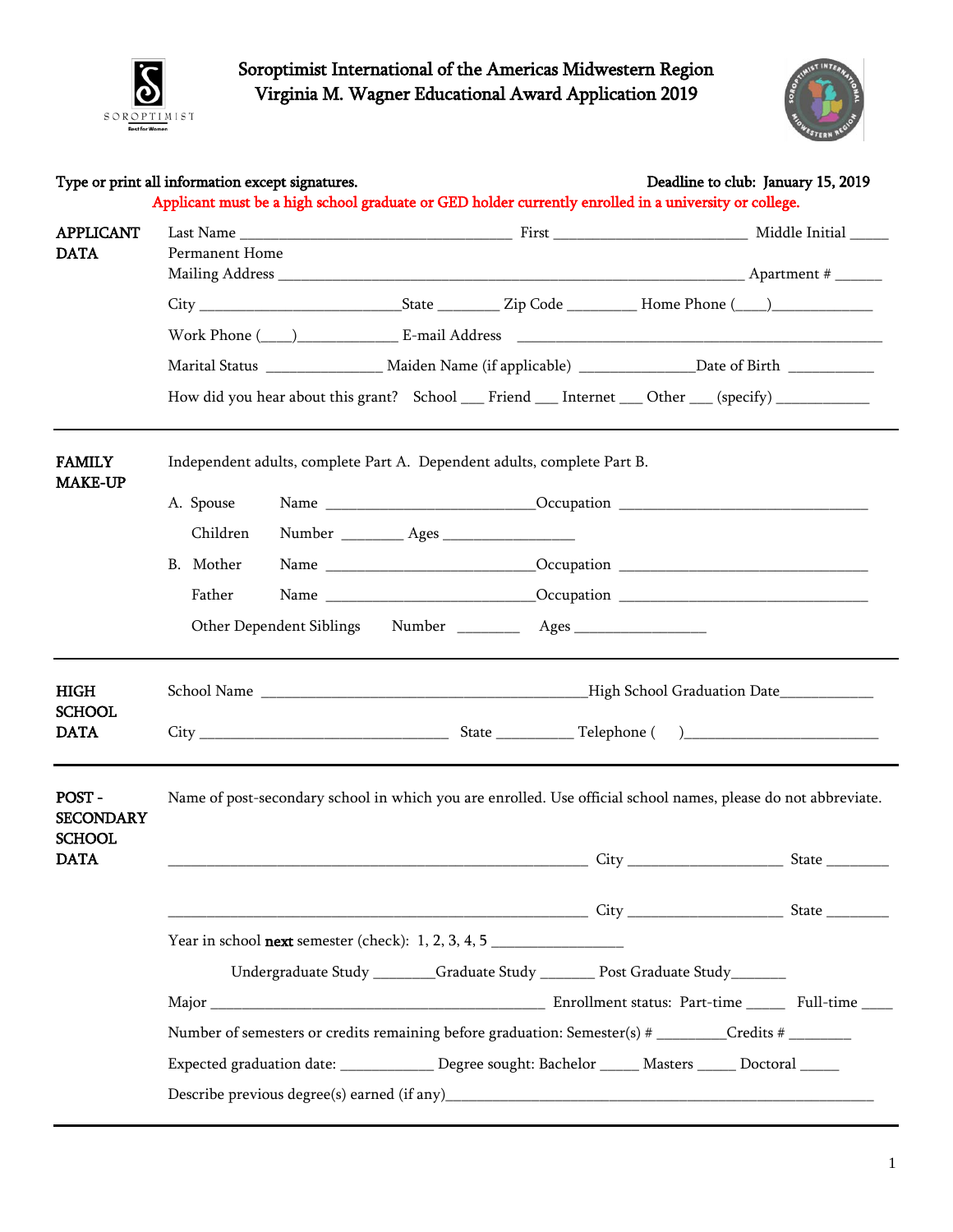# Soroptimist International of the Americas Midwestern Region
# Virginia M. Wagner Educational Award Application 2019

**Type or print all information except signatures.** **Deadline to club: January 15, 2019**

**Applicant must be a high school graduate or GED holder currently enrolled in a university or college.**

---

**APPLICANT DATA**

Last Name ________________________________ First ________________________ Middle Initial _____

Permanent Home Mailing Address ____________________________________________________________ Apartment # ______

City _________________________ State ________ Zip Code _________ Home Phone (____)_____________

Work Phone (____)_____________ E-mail Address _______________________________________________

Marital Status _______________ Maiden Name (if applicable) ______________ Date of Birth ___________

How did you hear about this grant? School ___ Friend ___ Internet ___ Other ___ (specify) ____________

---

**FAMILY MAKE-UP**

Independent adults, complete Part A. Dependent adults, complete Part B.

A. Spouse Name __________________________ Occupation _______________________________

Children Number ________ Ages ________________

B. Mother Name __________________________ Occupation _______________________________

Father Name __________________________ Occupation _______________________________

Other Dependent Siblings Number ________ Ages ________________

---

**HIGH SCHOOL DATA**

School Name ________________________________________ High School Graduation Date____________

City ________________________________ State __________ Telephone ( )________________________

---

**POST - SECONDARY SCHOOL DATA**

Name of post-secondary school in which you are enrolled. Use official school names, please do not abbreviate.

____________________________________________________ City ___________________ State ________

____________________________________________________ City ___________________ State ________

Year in school **next** semester (check): 1, 2, 3, 4, 5 ________________

Undergraduate Study ________ Graduate Study _______ Post Graduate Study_______

Major ________________________________________ Enrollment status: Part-time _____ Full-time ____

Number of semesters or credits remaining before graduation: Semester(s) # ________ Credits # ________

Expected graduation date: ____________ Degree sought: Bachelor _____ Masters _____ Doctoral _____

Describe previous degree(s) earned (if any)_______________________________________________________

---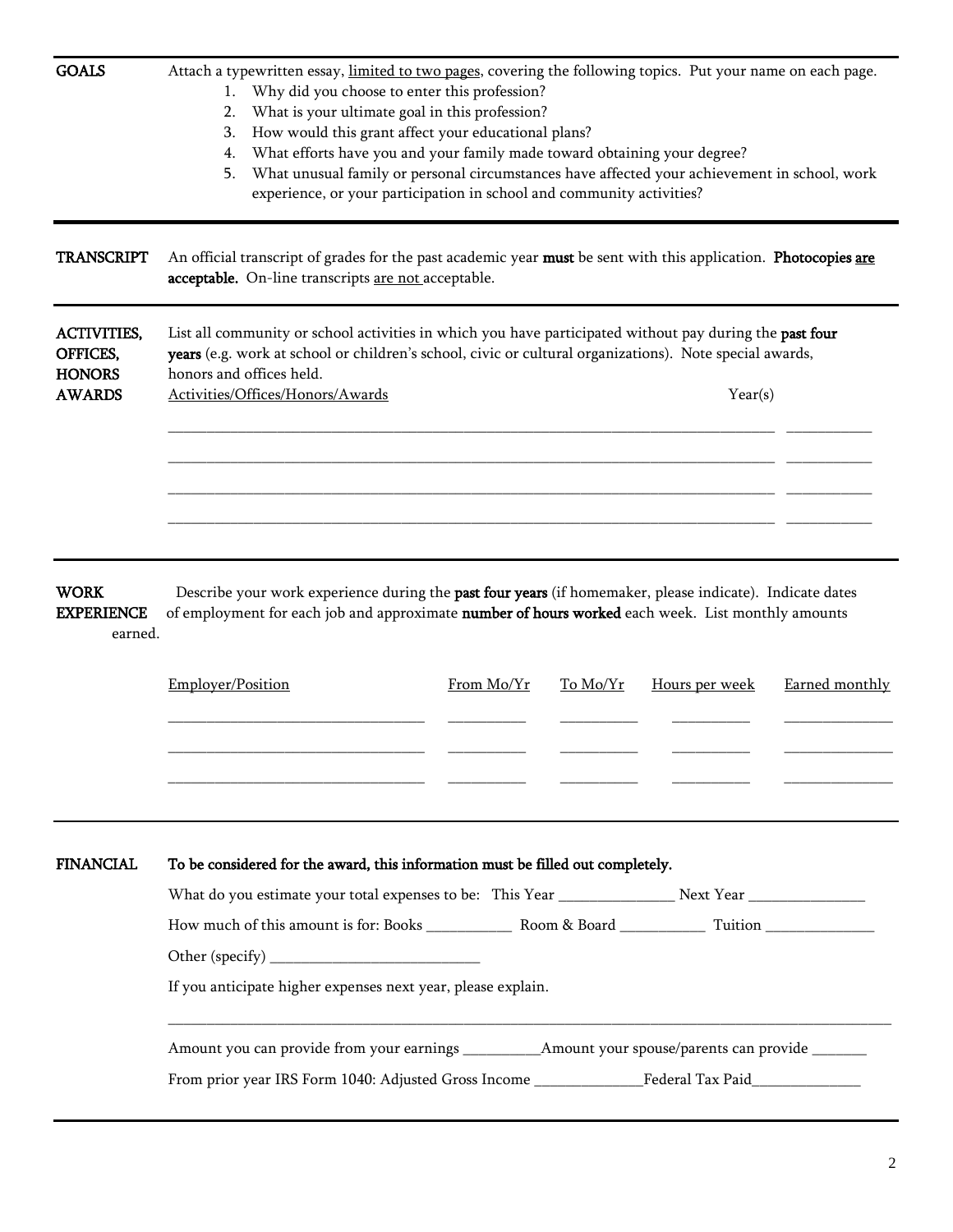**GOALS**

Attach a typewritten essay, limited to two pages, covering the following topics. Put your name on each page.

1. Why did you choose to enter this profession?
2. What is your ultimate goal in this profession?
3. How would this grant affect your educational plans?
4. What efforts have you and your family made toward obtaining your degree?
5. What unusual family or personal circumstances have affected your achievement in school, work experience, or your participation in school and community activities?

---

**TRANSCRIPT**

An official transcript of grades for the past academic year **must** be sent with this application. **Photocopies are acceptable.** On-line transcripts are not acceptable.

---

**ACTIVITIES, OFFICES, HONORS AWARDS**

List all community or school activities in which you have participated without pay during the **past four years** (e.g. work at school or children's school, civic or cultural organizations). Note special awards, honors and offices held.

| Activities/Offices/Honors/Awards | Year(s) |
|---|---|
| | |
| | |
| | |
| | |

---

**WORK EXPERIENCE**

Describe your work experience during the **past four years** (if homemaker, please indicate). Indicate dates of employment for each job and approximate **number of hours worked** each week. List monthly amounts earned.

| Employer/Position | From Mo/Yr | To Mo/Yr | Hours per week | Earned monthly |
|---|---|---|---|---|
| | | | | |
| | | | | |
| | | | | |

---

**FINANCIAL**

**To be considered for the award, this information must be filled out completely.**

What do you estimate your total expenses to be: This Year _______________ Next Year _______________

How much of this amount is for: Books ___________ Room & Board ___________ Tuition ______________

Other (specify) ___________________________

If you anticipate higher expenses next year, please explain.

_____________________________________________________________________________________________

Amount you can provide from your earnings __________ Amount your spouse/parents can provide _______

From prior year IRS Form 1040: Adjusted Gross Income ______________ Federal Tax Paid______________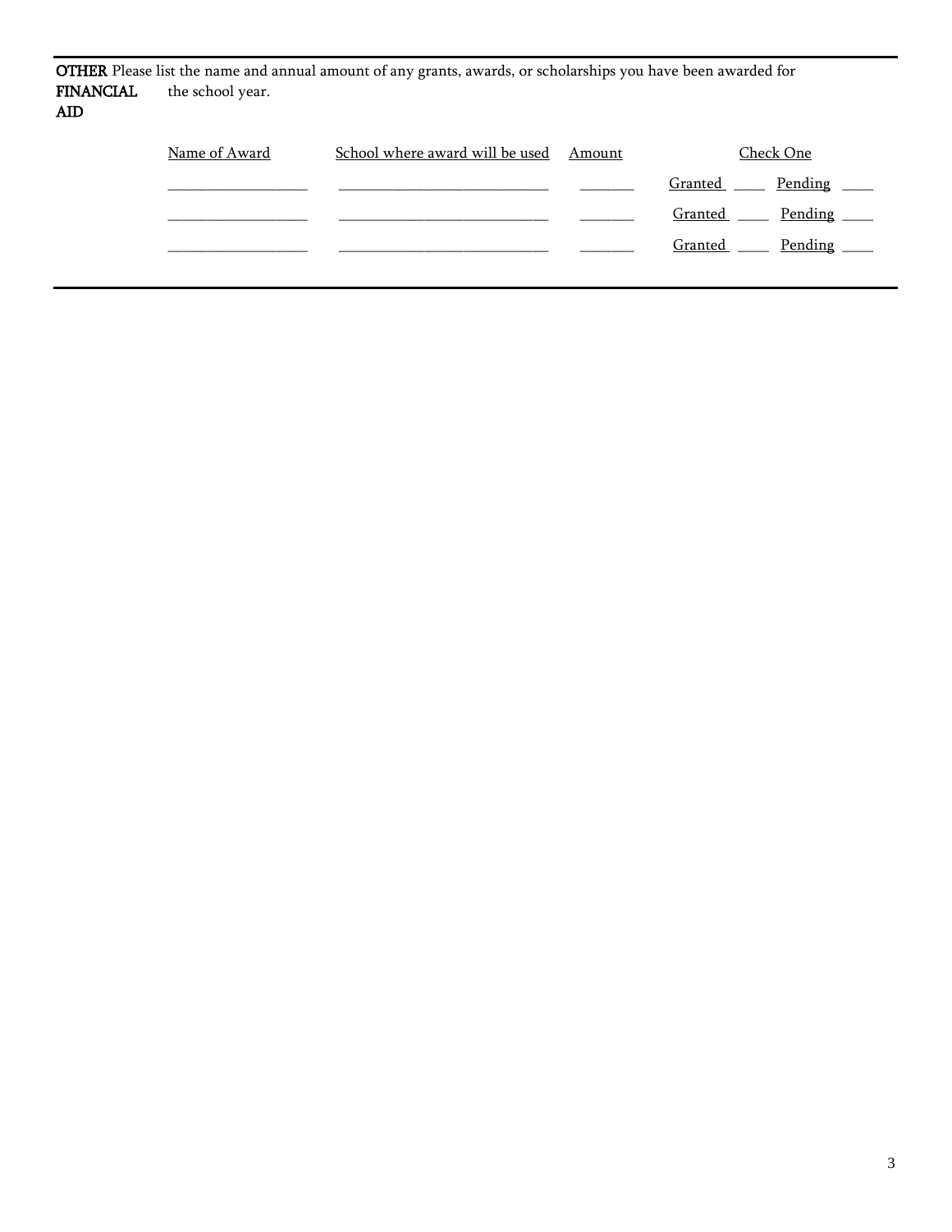**OTHER FINANCIAL AID**

Please list the name and annual amount of any grants, awards, or scholarships you have been awarded for the school year.

| Name of Award | School where award will be used | Amount | Check One |
|---|---|---|---|
| ________________ | ________________________ | ______ | Granted ____ Pending ____ |
| ________________ | ________________________ | ______ | Granted ____ Pending ____ |
| ________________ | ________________________ | ______ | Granted ____ Pending ____ |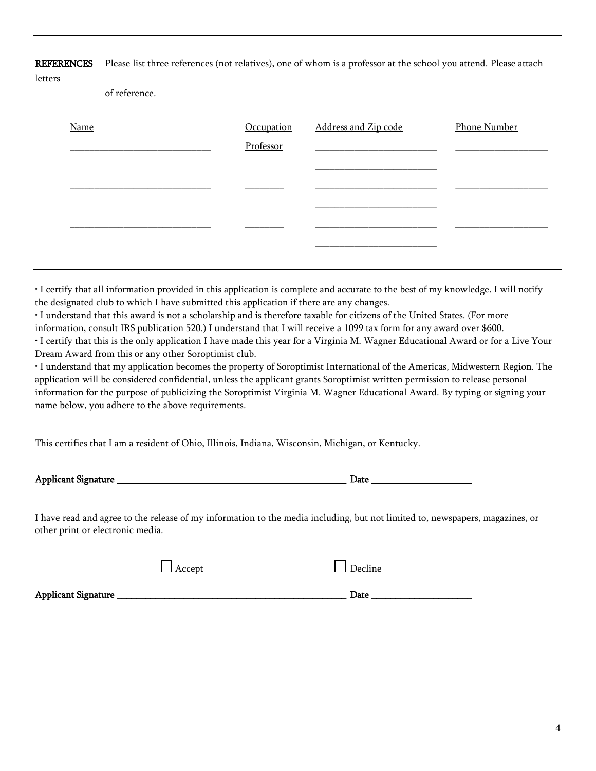**REFERENCES** Please list three references (not relatives), one of whom is a professor at the school you attend. Please attach letters of reference.

| Name | Occupation | Address and Zip code | Phone Number |
|---|---|---|---|
| ____________________ | Professor | ____________________ ____________________ | ______________ |
| ____________________ | ________ | ____________________ ____________________ | ______________ |
| ____________________ | ________ | ____________________ ____________________ | ______________ |

- I certify that all information provided in this application is complete and accurate to the best of my knowledge. I will notify the designated club to which I have submitted this application if there are any changes.
- I understand that this award is not a scholarship and is therefore taxable for citizens of the United States. (For more information, consult IRS publication 520.) I understand that I will receive a 1099 tax form for any award over $600.
- I certify that this is the only application I have made this year for a Virginia M. Wagner Educational Award or for a Live Your Dream Award from this or any other Soroptimist club.
- I understand that my application becomes the property of Soroptimist International of the Americas, Midwestern Region. The application will be considered confidential, unless the applicant grants Soroptimist written permission to release personal information for the purpose of publicizing the Soroptimist Virginia M. Wagner Educational Award. By typing or signing your name below, you adhere to the above requirements.

This certifies that I am a resident of Ohio, Illinois, Indiana, Wisconsin, Michigan, or Kentucky.

**Applicant Signature** ________________________________________ **Date** ____________________

I have read and agree to the release of my information to the media including, but not limited to, newspapers, magazines, or other print or electronic media.

☐ Accept ☐ Decline

**Applicant Signature** ________________________________________ **Date** ____________________